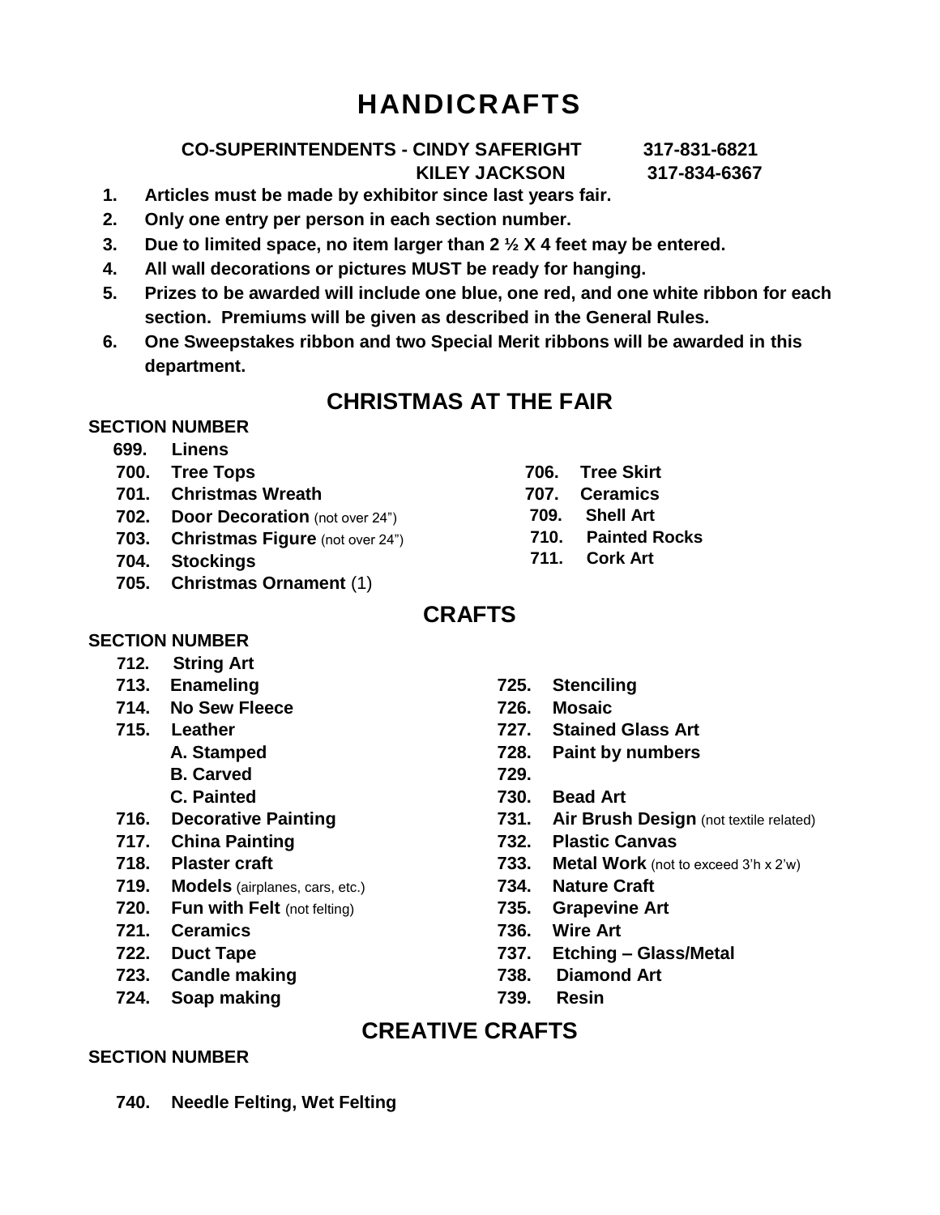# HANDICRAFTS

**CO-SUPERINTENDENTS - CINDY SAFERIGHT 317-831-6821**
**KILEY JACKSON 317-834-6367**

1. **Articles must be made by exhibitor since last years fair.**
2. **Only one entry per person in each section number.**
3. **Due to limited space, no item larger than 2 ½ X 4 feet may be entered.**
4. **All wall decorations or pictures MUST be ready for hanging.**
5. **Prizes to be awarded will include one blue, one red, and one white ribbon for each section. Premiums will be given as described in the General Rules.**
6. **One Sweepstakes ribbon and two Special Merit ribbons will be awarded in this department.**

## CHRISTMAS AT THE FAIR

**SECTION NUMBER**

- **699. Linens**
- **700. Tree Tops**
- **701. Christmas Wreath**
- **702. Door Decoration** (not over 24")
- **703. Christmas Figure** (not over 24")
- **704. Stockings**
- **705. Christmas Ornament** (1)
- **706. Tree Skirt**
- **707. Ceramics**
- **709. Shell Art**
- **710. Painted Rocks**
- **711. Cork Art**

## CRAFTS

**SECTION NUMBER**

- **712. String Art**
- **713. Enameling**
- **714. No Sew Fleece**
- **715. Leather**
  - **A. Stamped**
  - **B. Carved**
  - **C. Painted**
- **716. Decorative Painting**
- **717. China Painting**
- **718. Plaster craft**
- **719. Models** (airplanes, cars, etc.)
- **720. Fun with Felt** (not felting)
- **721. Ceramics**
- **722. Duct Tape**
- **723. Candle making**
- **724. Soap making**
- **725. Stenciling**
- **726. Mosaic**
- **727. Stained Glass Art**
- **728. Paint by numbers**
- **729.**
- **730. Bead Art**
- **731. Air Brush Design** (not textile related)
- **732. Plastic Canvas**
- **733. Metal Work** (not to exceed 3'h x 2'w)
- **734. Nature Craft**
- **735. Grapevine Art**
- **736. Wire Art**
- **737. Etching – Glass/Metal**
- **738. Diamond Art**
- **739. Resin**

## CREATIVE CRAFTS

**SECTION NUMBER**

- **740. Needle Felting, Wet Felting**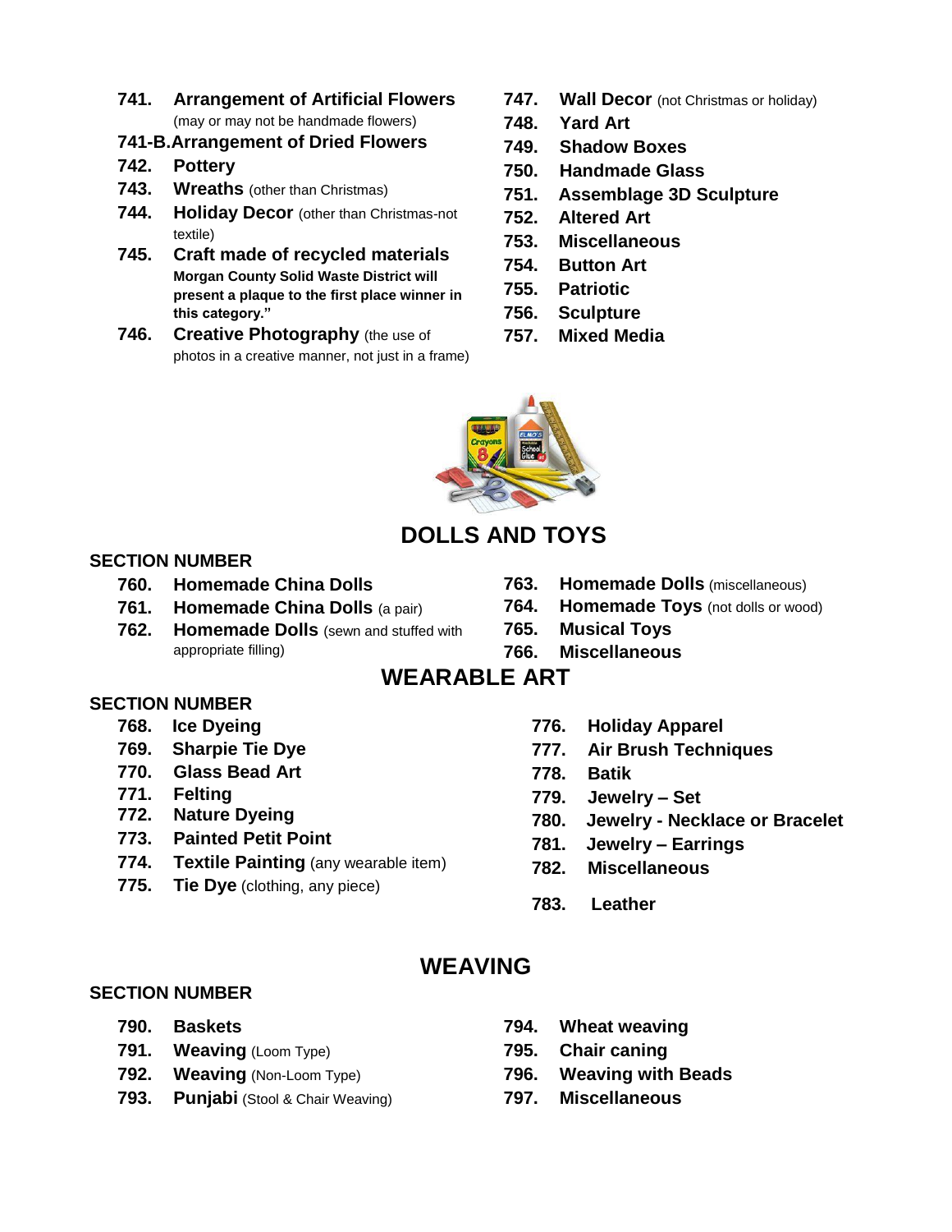- **741. Arrangement of Artificial Flowers** (may or may not be handmade flowers)
- **741-B. Arrangement of Dried Flowers**
- **742. Pottery**
- **743. Wreaths** (other than Christmas)
- **744. Holiday Decor** (other than Christmas-not textile)
- **745. Craft made of recycled materials** **Morgan County Solid Waste District will present a plaque to the first place winner in this category."**
- **746. Creative Photography** (the use of photos in a creative manner, not just in a frame)
- **747. Wall Decor** (not Christmas or holiday)
- **748. Yard Art**
- **749. Shadow Boxes**
- **750. Handmade Glass**
- **751. Assemblage 3D Sculpture**
- **752. Altered Art**
- **753. Miscellaneous**
- **754. Button Art**
- **755. Patriotic**
- **756. Sculpture**
- **757. Mixed Media**

## DOLLS AND TOYS

**SECTION NUMBER**

- **760. Homemade China Dolls**
- **761. Homemade China Dolls** (a pair)
- **762. Homemade Dolls** (sewn and stuffed with appropriate filling)
- **763. Homemade Dolls** (miscellaneous)
- **764. Homemade Toys** (not dolls or wood)
- **765. Musical Toys**
- **766. Miscellaneous**

## WEARABLE ART

**SECTION NUMBER**

- **768. Ice Dyeing**
- **769. Sharpie Tie Dye**
- **770. Glass Bead Art**
- **771. Felting**
- **772. Nature Dyeing**
- **773. Painted Petit Point**
- **774. Textile Painting** (any wearable item)
- **775. Tie Dye** (clothing, any piece)
- **776. Holiday Apparel**
- **777. Air Brush Techniques**
- **778. Batik**
- **779. Jewelry – Set**
- **780. Jewelry - Necklace or Bracelet**
- **781. Jewelry – Earrings**
- **782. Miscellaneous**
- **783. Leather**

## WEAVING

**SECTION NUMBER**

- **790. Baskets**
- **791. Weaving** (Loom Type)
- **792. Weaving** (Non-Loom Type)
- **793. Punjabi** (Stool & Chair Weaving)
- **794. Wheat weaving**
- **795. Chair caning**
- **796. Weaving with Beads**
- **797. Miscellaneous**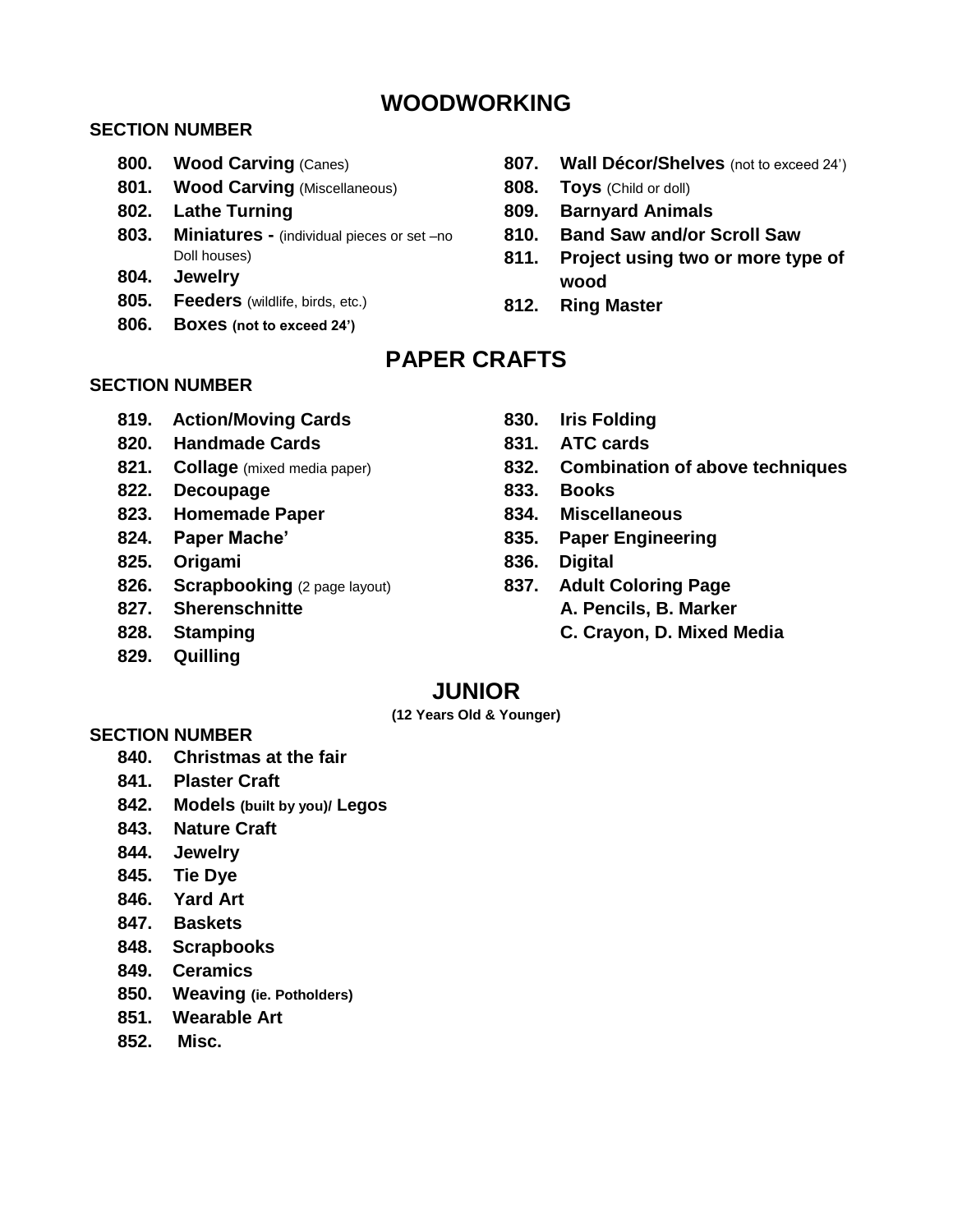## WOODWORKING

**SECTION NUMBER**

- **800. Wood Carving** (Canes)
- **801. Wood Carving** (Miscellaneous)
- **802. Lathe Turning**
- **803. Miniatures -** (individual pieces or set –no Doll houses)
- **804. Jewelry**
- **805. Feeders** (wildlife, birds, etc.)
- **806. Boxes (not to exceed 24')**
- **807. Wall Décor/Shelves** (not to exceed 24')
- **808. Toys** (Child or doll)
- **809. Barnyard Animals**
- **810. Band Saw and/or Scroll Saw**
- **811. Project using two or more type of wood**
- **812. Ring Master**

## PAPER CRAFTS

**SECTION NUMBER**

- **819. Action/Moving Cards**
- **820. Handmade Cards**
- **821. Collage** (mixed media paper)
- **822. Decoupage**
- **823. Homemade Paper**
- **824. Paper Mache'**
- **825. Origami**
- **826. Scrapbooking** (2 page layout)
- **827. Sherenschnitte**
- **828. Stamping**
- **829. Quilling**
- **830. Iris Folding**
- **831. ATC cards**
- **832. Combination of above techniques**
- **833. Books**
- **834. Miscellaneous**
- **835. Paper Engineering**
- **836. Digital**
- **837. Adult Coloring Page**
  **A. Pencils, B. Marker**
  **C. Crayon, D. Mixed Media**

## JUNIOR

**(12 Years Old & Younger)**

**SECTION NUMBER**

- **840. Christmas at the fair**
- **841. Plaster Craft**
- **842. Models (built by you)/ Legos**
- **843. Nature Craft**
- **844. Jewelry**
- **845. Tie Dye**
- **846. Yard Art**
- **847. Baskets**
- **848. Scrapbooks**
- **849. Ceramics**
- **850. Weaving (ie. Potholders)**
- **851. Wearable Art**
- **852. Misc.**